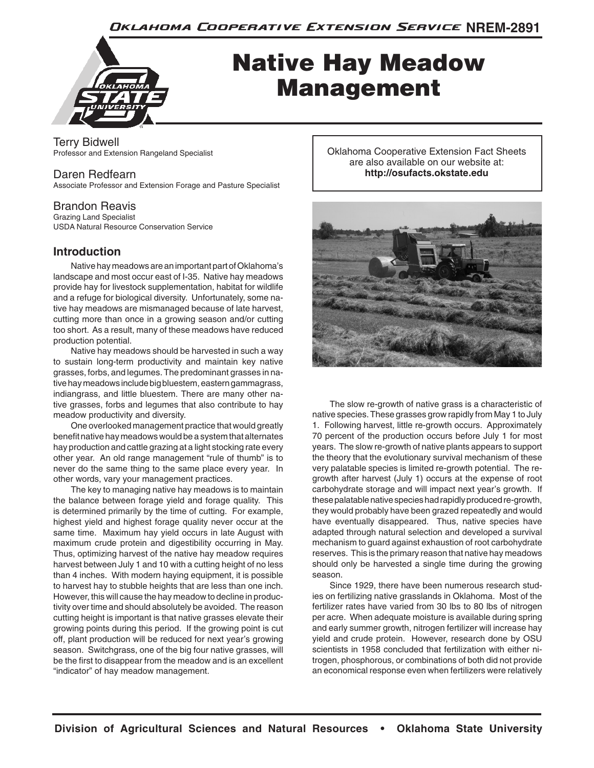Oklahoma Cooperative Extension Service NREM-2891

# Native Hay Meadow Management

Terry Bidwell
Professor and Extension Rangeland Specialist

Daren Redfearn
Associate Professor and Extension Forage and Pasture Specialist

Brandon Reavis
Grazing Land Specialist
USDA Natural Resource Conservation Service

Oklahoma Cooperative Extension Fact Sheets are also available on our website at:
**http://osufacts.okstate.edu**

## Introduction

Native hay meadows are an important part of Oklahoma's landscape and most occur east of I-35. Native hay meadows provide hay for livestock supplementation, habitat for wildlife and a refuge for biological diversity. Unfortunately, some native hay meadows are mismanaged because of late harvest, cutting more than once in a growing season and/or cutting too short. As a result, many of these meadows have reduced production potential.

Native hay meadows should be harvested in such a way to sustain long-term productivity and maintain key native grasses, forbs, and legumes. The predominant grasses in native hay meadows include big bluestem, eastern gammagrass, indiangrass, and little bluestem. There are many other native grasses, forbs and legumes that also contribute to hay meadow productivity and diversity.

One overlooked management practice that would greatly benefit native hay meadows would be a system that alternates hay production and cattle grazing at a light stocking rate every other year. An old range management "rule of thumb" is to never do the same thing to the same place every year. In other words, vary your management practices.

The key to managing native hay meadows is to maintain the balance between forage yield and forage quality. This is determined primarily by the time of cutting. For example, highest yield and highest forage quality never occur at the same time. Maximum hay yield occurs in late August with maximum crude protein and digestibility occurring in May. Thus, optimizing harvest of the native hay meadow requires harvest between July 1 and 10 with a cutting height of no less than 4 inches. With modern haying equipment, it is possible to harvest hay to stubble heights that are less than one inch. However, this will cause the hay meadow to decline in productivity over time and should absolutely be avoided. The reason cutting height is important is that native grasses elevate their growing points during this period. If the growing point is cut off, plant production will be reduced for next year's growing season. Switchgrass, one of the big four native grasses, will be the first to disappear from the meadow and is an excellent "indicator" of hay meadow management.

The slow re-growth of native grass is a characteristic of native species. These grasses grow rapidly from May 1 to July 1. Following harvest, little re-growth occurs. Approximately 70 percent of the production occurs before July 1 for most years. The slow re-growth of native plants appears to support the theory that the evolutionary survival mechanism of these very palatable species is limited re-growth potential. The re-growth after harvest (July 1) occurs at the expense of root carbohydrate storage and will impact next year's growth. If these palatable native species had rapidly produced re-growth, they would probably have been grazed repeatedly and would have eventually disappeared. Thus, native species have adapted through natural selection and developed a survival mechanism to guard against exhaustion of root carbohydrate reserves. This is the primary reason that native hay meadows should only be harvested a single time during the growing season.

Since 1929, there have been numerous research studies on fertilizing native grasslands in Oklahoma. Most of the fertilizer rates have varied from 30 lbs to 80 lbs of nitrogen per acre. When adequate moisture is available during spring and early summer growth, nitrogen fertilizer will increase hay yield and crude protein. However, research done by OSU scientists in 1958 concluded that fertilization with either nitrogen, phosphorous, or combinations of both did not provide an economical response even when fertilizers were relatively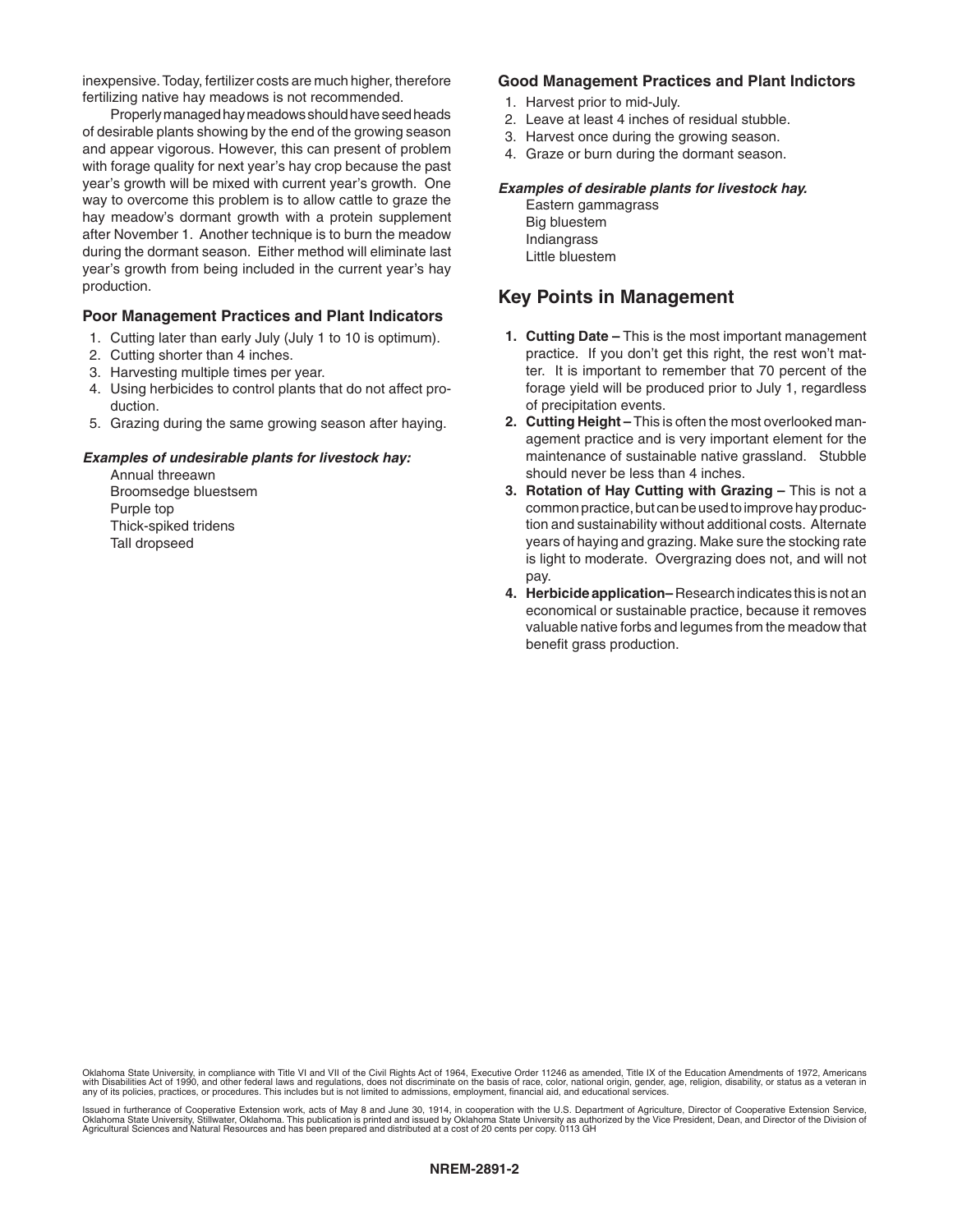inexpensive. Today, fertilizer costs are much higher, therefore fertilizing native hay meadows is not recommended.

Properly managed hay meadows should have seed heads of desirable plants showing by the end of the growing season and appear vigorous. However, this can present of problem with forage quality for next year's hay crop because the past year's growth will be mixed with current year's growth. One way to overcome this problem is to allow cattle to graze the hay meadow's dormant growth with a protein supplement after November 1. Another technique is to burn the meadow during the dormant season. Either method will eliminate last year's growth from being included in the current year's hay production.

### Poor Management Practices and Plant Indicators

1. Cutting later than early July (July 1 to 10 is optimum).
2. Cutting shorter than 4 inches.
3. Harvesting multiple times per year.
4. Using herbicides to control plants that do not affect production.
5. Grazing during the same growing season after haying.

***Examples of undesirable plants for livestock hay:***

Annual threeawn
Broomsedge bluestsem
Purple top
Thick-spiked tridens
Tall dropseed

### Good Management Practices and Plant Indictors

1. Harvest prior to mid-July.
2. Leave at least 4 inches of residual stubble.
3. Harvest once during the growing season.
4. Graze or burn during the dormant season.

***Examples of desirable plants for livestock hay.***

Eastern gammagrass
Big bluestem
Indiangrass
Little bluestem

## Key Points in Management

1. **Cutting Date –** This is the most important management practice. If you don't get this right, the rest won't matter. It is important to remember that 70 percent of the forage yield will be produced prior to July 1, regardless of precipitation events.
2. **Cutting Height –** This is often the most overlooked management practice and is very important element for the maintenance of sustainable native grassland. Stubble should never be less than 4 inches.
3. **Rotation of Hay Cutting with Grazing –** This is not a common practice, but can be used to improve hay production and sustainability without additional costs. Alternate years of haying and grazing. Make sure the stocking rate is light to moderate. Overgrazing does not, and will not pay.
4. **Herbicide application–** Research indicates this is not an economical or sustainable practice, because it removes valuable native forbs and legumes from the meadow that benefit grass production.

Oklahoma State University, in compliance with Title VI and VII of the Civil Rights Act of 1964, Executive Order 11246 as amended, Title IX of the Education Amendments of 1972, Americans with Disabilities Act of 1990, and other federal laws and regulations, does not discriminate on the basis of race, color, national origin, gender, age, religion, disability, or status as a veteran in any of its policies, practices, or procedures. This includes but is not limited to admissions, employment, financial aid, and educational services.

Issued in furtherance of Cooperative Extension work, acts of May 8 and June 30, 1914, in cooperation with the U.S. Department of Agriculture, Director of Cooperative Extension Service, Oklahoma State University, Stillwater, Oklahoma. This publication is printed and issued by Oklahoma State University as authorized by the Vice President, Dean, and Director of the Division of Agricultural Sciences and Natural Resources and has been prepared and distributed at a cost of 20 cents per copy. 0113 GH